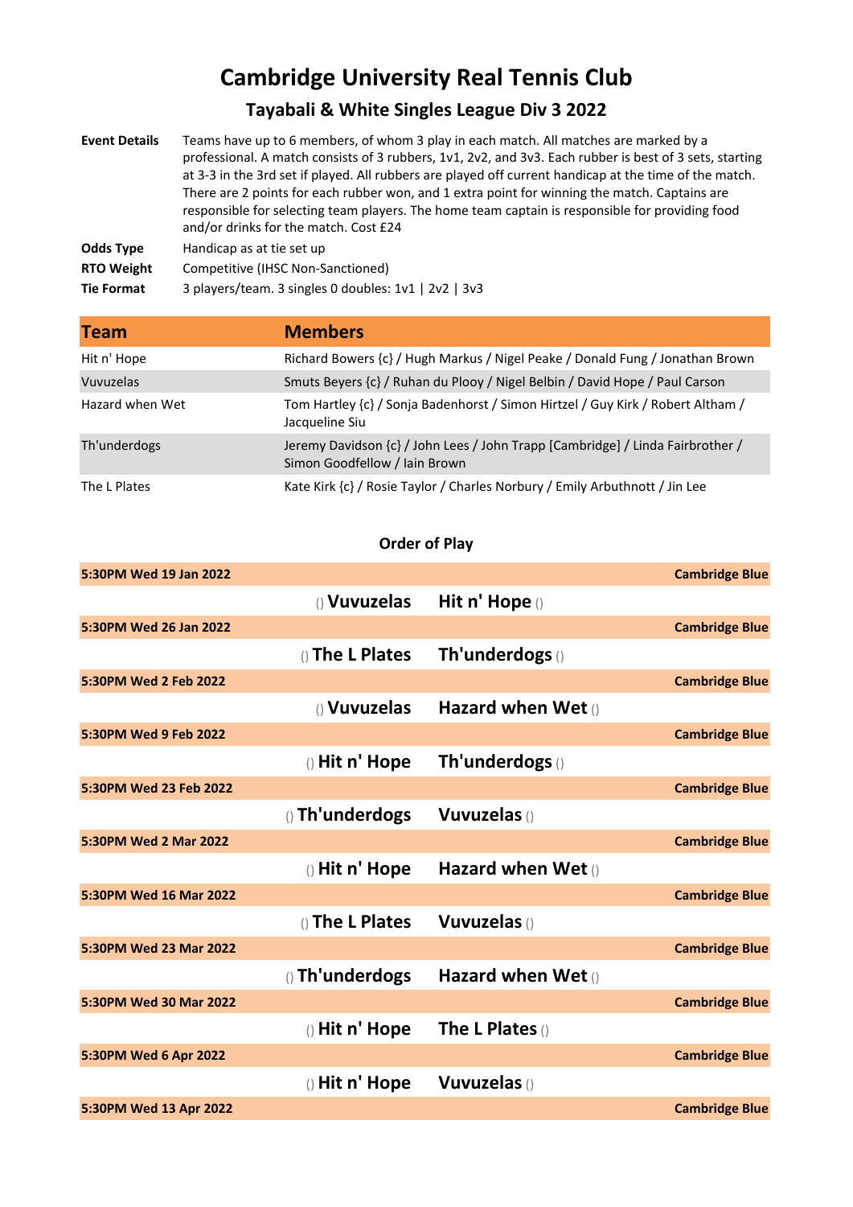# Cambridge University Real Tennis Club

## Tayabali & White Singles League Div 3 2022

**Event Details** Teams have up to 6 members, of whom 3 play in each match. All matches are marked by a professional. A match consists of 3 rubbers, 1v1, 2v2, and 3v3. Each rubber is best of 3 sets, starting at 3-3 in the 3rd set if played. All rubbers are played off current handicap at the time of the match. There are 2 points for each rubber won, and 1 extra point for winning the match. Captains are responsible for selecting team players. The home team captain is responsible for providing food and/or drinks for the match. Cost £24

**Odds Type** Handicap as at tie set up

**RTO Weight** Competitive (IHSC Non-Sanctioned)

**Tie Format** 3 players/team. 3 singles 0 doubles: 1v1 | 2v2 | 3v3

| Team | Members |
|---|---|
| Hit n' Hope | Richard Bowers {c} / Hugh Markus / Nigel Peake / Donald Fung / Jonathan Brown |
| Vuvuzelas | Smuts Beyers {c} / Ruhan du Plooy / Nigel Belbin / David Hope / Paul Carson |
| Hazard when Wet | Tom Hartley {c} / Sonja Badenhorst / Simon Hirtzel / Guy Kirk / Robert Altham / Jacqueline Siu |
| Th'underdogs | Jeremy Davidson {c} / John Lees / John Trapp [Cambridge] / Linda Fairbrother / Simon Goodfellow / Iain Brown |
| The L Plates | Kate Kirk {c} / Rosie Taylor / Charles Norbury / Emily Arbuthnott / Jin Lee |

### Order of Play

| Date | Home | Away | Venue |
|---|---|---|---|
| 5:30PM Wed 19 Jan 2022 | () **Vuvuzelas** | **Hit n' Hope** () | Cambridge Blue |
| 5:30PM Wed 26 Jan 2022 | () **The L Plates** | **Th'underdogs** () | Cambridge Blue |
| 5:30PM Wed 2 Feb 2022 | () **Vuvuzelas** | **Hazard when Wet** () | Cambridge Blue |
| 5:30PM Wed 9 Feb 2022 | () **Hit n' Hope** | **Th'underdogs** () | Cambridge Blue |
| 5:30PM Wed 23 Feb 2022 | () **Th'underdogs** | **Vuvuzelas** () | Cambridge Blue |
| 5:30PM Wed 2 Mar 2022 | () **Hit n' Hope** | **Hazard when Wet** () | Cambridge Blue |
| 5:30PM Wed 16 Mar 2022 | () **The L Plates** | **Vuvuzelas** () | Cambridge Blue |
| 5:30PM Wed 23 Mar 2022 | () **Th'underdogs** | **Hazard when Wet** () | Cambridge Blue |
| 5:30PM Wed 30 Mar 2022 | () **Hit n' Hope** | **The L Plates** () | Cambridge Blue |
| 5:30PM Wed 6 Apr 2022 | () **Hit n' Hope** | **Vuvuzelas** () | Cambridge Blue |
| 5:30PM Wed 13 Apr 2022 | | | Cambridge Blue |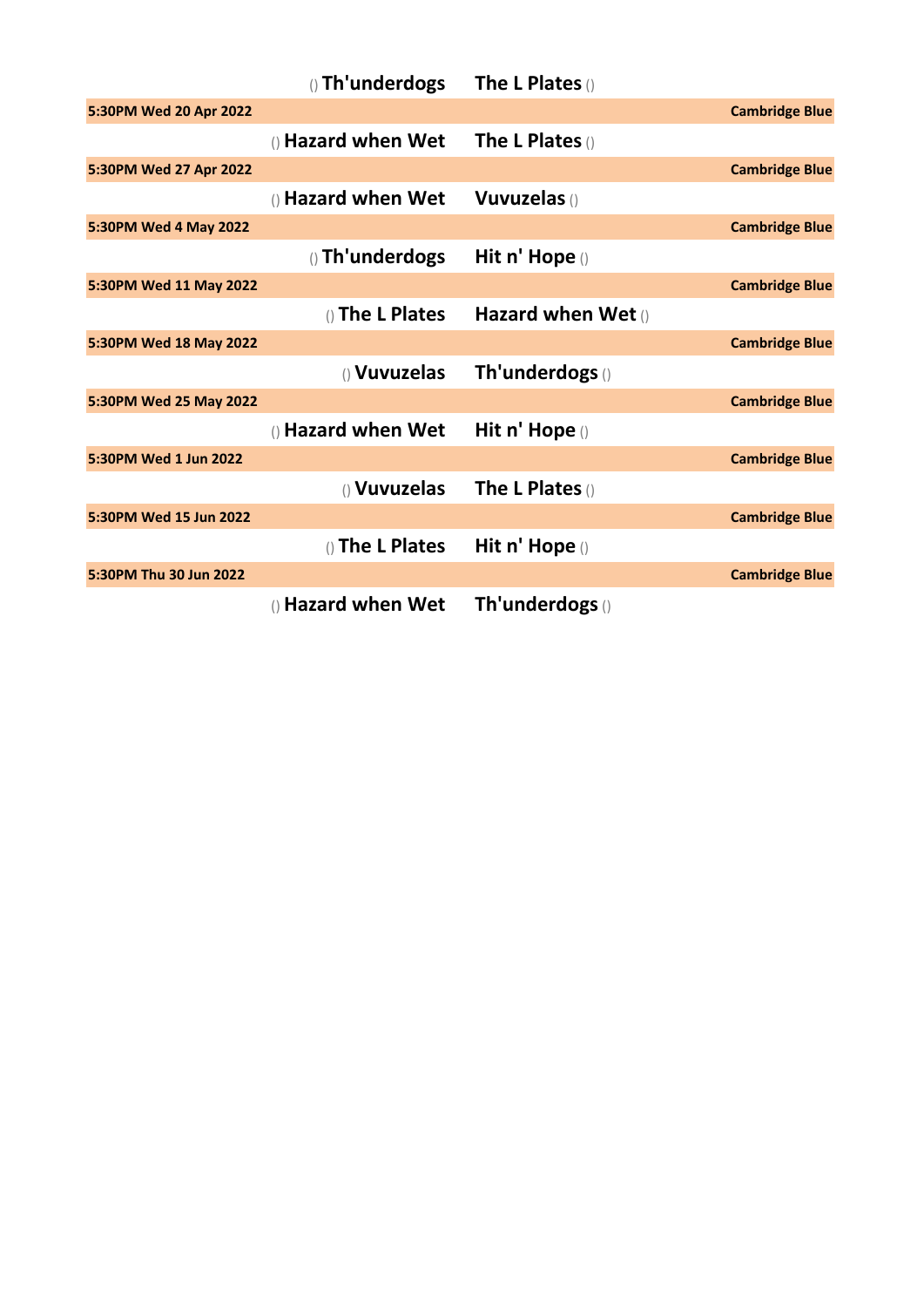| | | | |
|---|---|---|---|
| | () **Th'underdogs** | **The L Plates** () | |
| **5:30PM Wed 20 Apr 2022** | | | **Cambridge Blue** |
| | () **Hazard when Wet** | **The L Plates** () | |
| **5:30PM Wed 27 Apr 2022** | | | **Cambridge Blue** |
| | () **Hazard when Wet** | **Vuvuzelas** () | |
| **5:30PM Wed 4 May 2022** | | | **Cambridge Blue** |
| | () **Th'underdogs** | **Hit n' Hope** () | |
| **5:30PM Wed 11 May 2022** | | | **Cambridge Blue** |
| | () **The L Plates** | **Hazard when Wet** () | |
| **5:30PM Wed 18 May 2022** | | | **Cambridge Blue** |
| | () **Vuvuzelas** | **Th'underdogs** () | |
| **5:30PM Wed 25 May 2022** | | | **Cambridge Blue** |
| | () **Hazard when Wet** | **Hit n' Hope** () | |
| **5:30PM Wed 1 Jun 2022** | | | **Cambridge Blue** |
| | () **Vuvuzelas** | **The L Plates** () | |
| **5:30PM Wed 15 Jun 2022** | | | **Cambridge Blue** |
| | () **The L Plates** | **Hit n' Hope** () | |
| **5:30PM Thu 30 Jun 2022** | | | **Cambridge Blue** |
| | () **Hazard when Wet** | **Th'underdogs** () | |